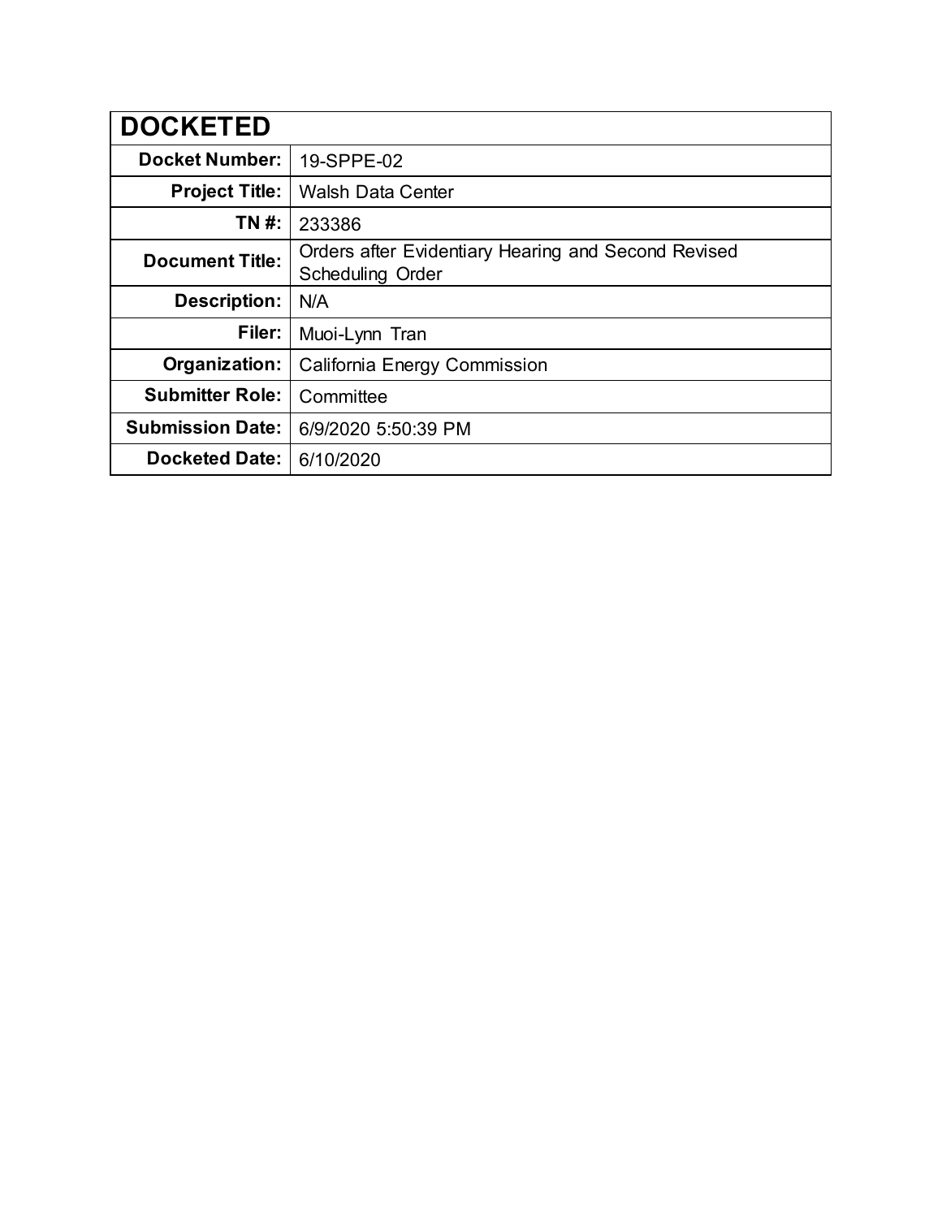| DOCKETED | |
|---|---|
| **Docket Number:** | 19-SPPE-02 |
| **Project Title:** | Walsh Data Center |
| **TN #:** | 233386 |
| **Document Title:** | Orders after Evidentiary Hearing and Second Revised Scheduling Order |
| **Description:** | N/A |
| **Filer:** | Muoi-Lynn Tran |
| **Organization:** | California Energy Commission |
| **Submitter Role:** | Committee |
| **Submission Date:** | 6/9/2020 5:50:39 PM |
| **Docketed Date:** | 6/10/2020 |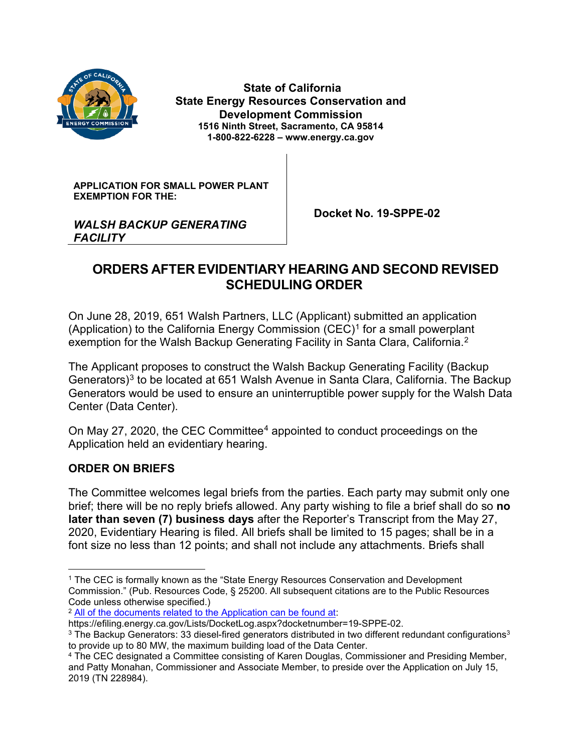State of California
State Energy Resources Conservation and Development Commission
1516 Ninth Street, Sacramento, CA 95814
1-800-822-6228 – www.energy.ca.gov

**APPLICATION FOR SMALL POWER PLANT EXEMPTION FOR THE:**

***WALSH BACKUP GENERATING FACILITY***

**Docket No. 19-SPPE-02**

# ORDERS AFTER EVIDENTIARY HEARING AND SECOND REVISED SCHEDULING ORDER

On June 28, 2019, 651 Walsh Partners, LLC (Applicant) submitted an application (Application) to the California Energy Commission (CEC)[1] for a small powerplant exemption for the Walsh Backup Generating Facility in Santa Clara, California.[2]

The Applicant proposes to construct the Walsh Backup Generating Facility (Backup Generators)[3] to be located at 651 Walsh Avenue in Santa Clara, California. The Backup Generators would be used to ensure an uninterruptible power supply for the Walsh Data Center (Data Center).

On May 27, 2020, the CEC Committee[4] appointed to conduct proceedings on the Application held an evidentiary hearing.

## ORDER ON BRIEFS

The Committee welcomes legal briefs from the parties. Each party may submit only one brief; there will be no reply briefs allowed. Any party wishing to file a brief shall do so **no later than seven (7) business days** after the Reporter's Transcript from the May 27, 2020, Evidentiary Hearing is filed. All briefs shall be limited to 15 pages; shall be in a font size no less than 12 points; and shall not include any attachments. Briefs shall

---

[1] The CEC is formally known as the "State Energy Resources Conservation and Development Commission." (Pub. Resources Code, § 25200. All subsequent citations are to the Public Resources Code unless otherwise specified.)

[2] All of the documents related to the Application can be found at: https://efiling.energy.ca.gov/Lists/DocketLog.aspx?docketnumber=19-SPPE-02.

[3] The Backup Generators: 33 diesel-fired generators distributed in two different redundant configurations[3] to provide up to 80 MW, the maximum building load of the Data Center.

[4] The CEC designated a Committee consisting of Karen Douglas, Commissioner and Presiding Member, and Patty Monahan, Commissioner and Associate Member, to preside over the Application on July 15, 2019 (TN 228984).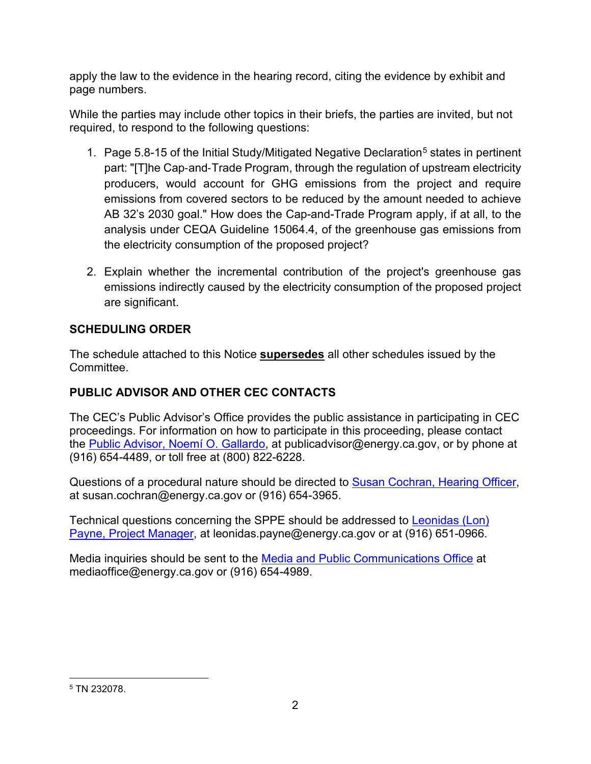apply the law to the evidence in the hearing record, citing the evidence by exhibit and page numbers.

While the parties may include other topics in their briefs, the parties are invited, but not required, to respond to the following questions:

1. Page 5.8-15 of the Initial Study/Mitigated Negative Declaration[5] states in pertinent part: "[T]he Cap-and-Trade Program, through the regulation of upstream electricity producers, would account for GHG emissions from the project and require emissions from covered sectors to be reduced by the amount needed to achieve AB 32's 2030 goal." How does the Cap-and-Trade Program apply, if at all, to the analysis under CEQA Guideline 15064.4, of the greenhouse gas emissions from the electricity consumption of the proposed project?

2. Explain whether the incremental contribution of the project's greenhouse gas emissions indirectly caused by the electricity consumption of the proposed project are significant.

## SCHEDULING ORDER

The schedule attached to this Notice **supersedes** all other schedules issued by the Committee.

## PUBLIC ADVISOR AND OTHER CEC CONTACTS

The CEC's Public Advisor's Office provides the public assistance in participating in CEC proceedings. For information on how to participate in this proceeding, please contact the Public Advisor, Noemí O. Gallardo, at publicadvisor@energy.ca.gov, or by phone at (916) 654-4489, or toll free at (800) 822-6228.

Questions of a procedural nature should be directed to Susan Cochran, Hearing Officer, at susan.cochran@energy.ca.gov or (916) 654-3965.

Technical questions concerning the SPPE should be addressed to Leonidas (Lon) Payne, Project Manager, at leonidas.payne@energy.ca.gov or at (916) 651-0966.

Media inquiries should be sent to the Media and Public Communications Office at mediaoffice@energy.ca.gov or (916) 654-4989.

---

[5] TN 232078.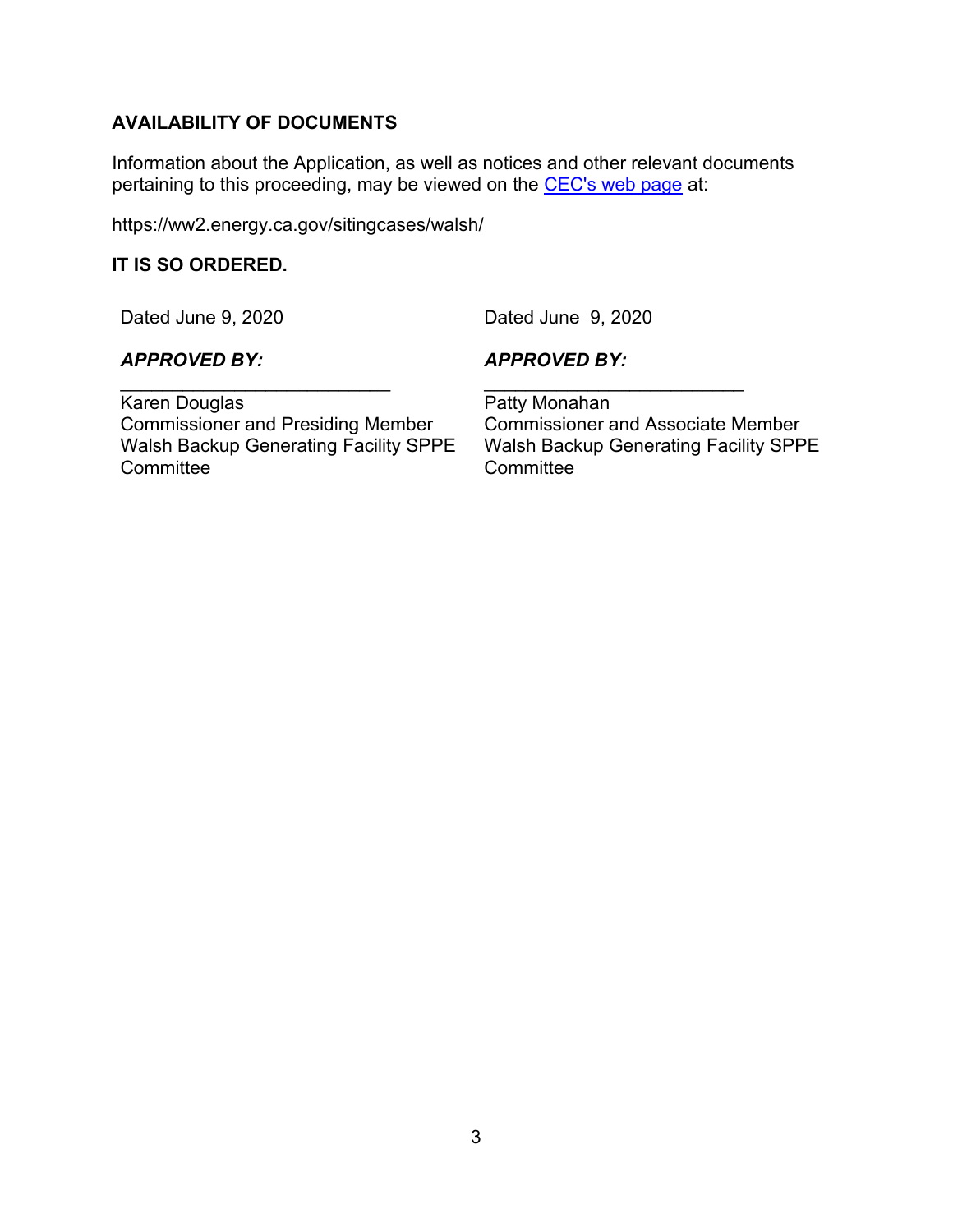**AVAILABILITY OF DOCUMENTS**

Information about the Application, as well as notices and other relevant documents pertaining to this proceeding, may be viewed on the [CEC's web page](https://ww2.energy.ca.gov/sitingcases/walsh/) at:

https://ww2.energy.ca.gov/sitingcases/walsh/

**IT IS SO ORDERED.**

Dated June 9, 2020

***APPROVED BY:***

\_\_\_\_\_\_\_\_\_\_\_\_\_\_\_\_\_\_\_\_\_\_\_\_\_\_\_
Karen Douglas
Commissioner and Presiding Member
Walsh Backup Generating Facility SPPE Committee

Dated June 9, 2020

***APPROVED BY:***

\_\_\_\_\_\_\_\_\_\_\_\_\_\_\_\_\_\_\_\_\_\_\_\_\_\_
Patty Monahan
Commissioner and Associate Member
Walsh Backup Generating Facility SPPE Committee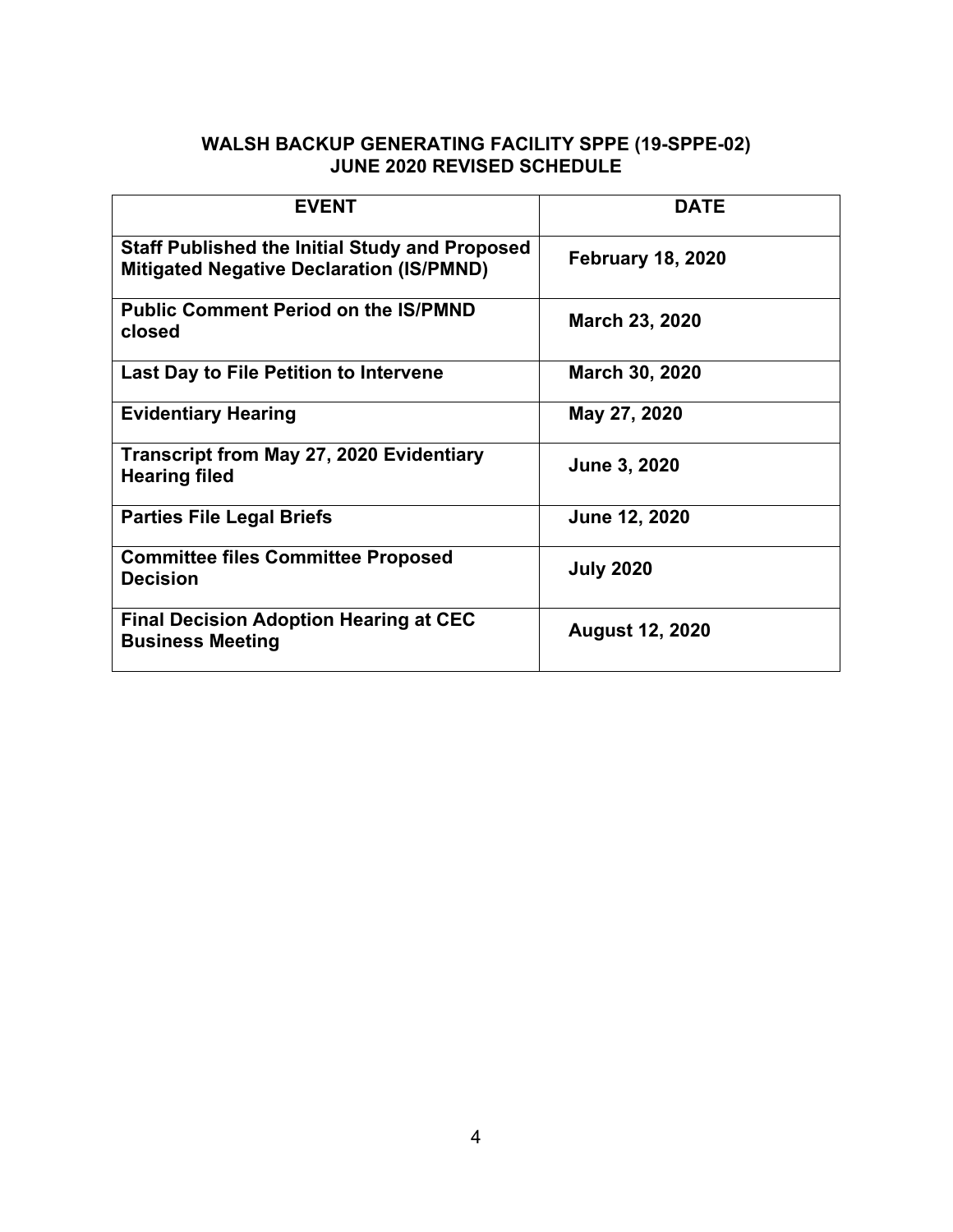## WALSH BACKUP GENERATING FACILITY SPPE (19-SPPE-02)
## JUNE 2020 REVISED SCHEDULE

| EVENT | DATE |
|---|---|
| **Staff Published the Initial Study and Proposed Mitigated Negative Declaration (IS/PMND)** | **February 18, 2020** |
| **Public Comment Period on the IS/PMND closed** | **March 23, 2020** |
| **Last Day to File Petition to Intervene** | **March 30, 2020** |
| **Evidentiary Hearing** | **May 27, 2020** |
| **Transcript from May 27, 2020 Evidentiary Hearing filed** | **June 3, 2020** |
| **Parties File Legal Briefs** | **June 12, 2020** |
| **Committee files Committee Proposed Decision** | **July 2020** |
| **Final Decision Adoption Hearing at CEC Business Meeting** | **August 12, 2020** |